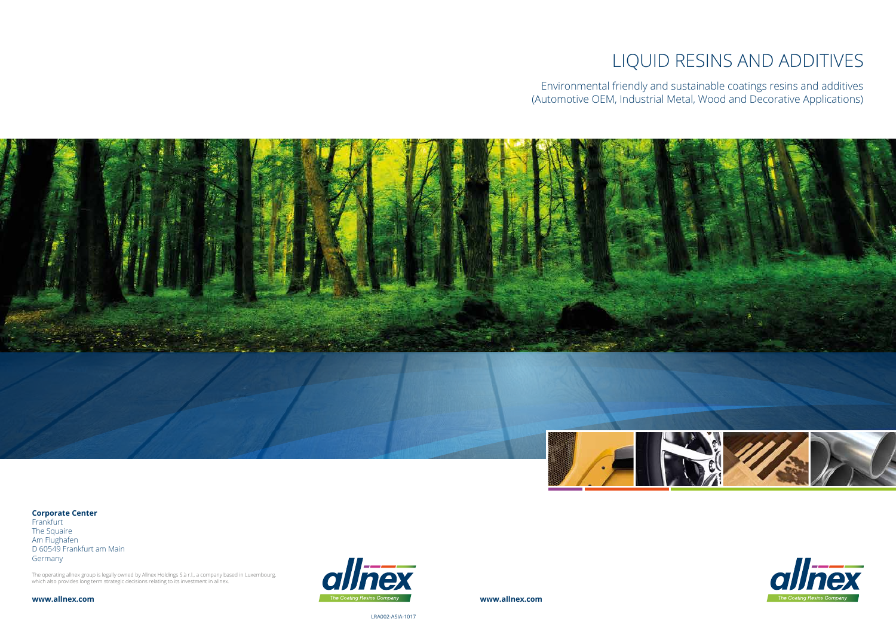# LIQUID RESINS AND ADDITIVES

Environmental friendly and sustainable coatings resins and additives (Automotive OEM, Industrial Metal, Wood and Decorative Applications)

**Corporate Center**
Frankfurt
The Squaire
Am Flughafen
D 60549 Frankfurt am Main
Germany

The operating allnex group is legally owned by Allnex Holdings S.à r.l., a company based in Luxembourg, which also provides long term strategic decisions relating to its investment in allnex.

**www.allnex.com**

allnex — The Coating Resins Company

LRA002-ASIA-1017

**www.allnex.com**

allnex — The Coating Resins Company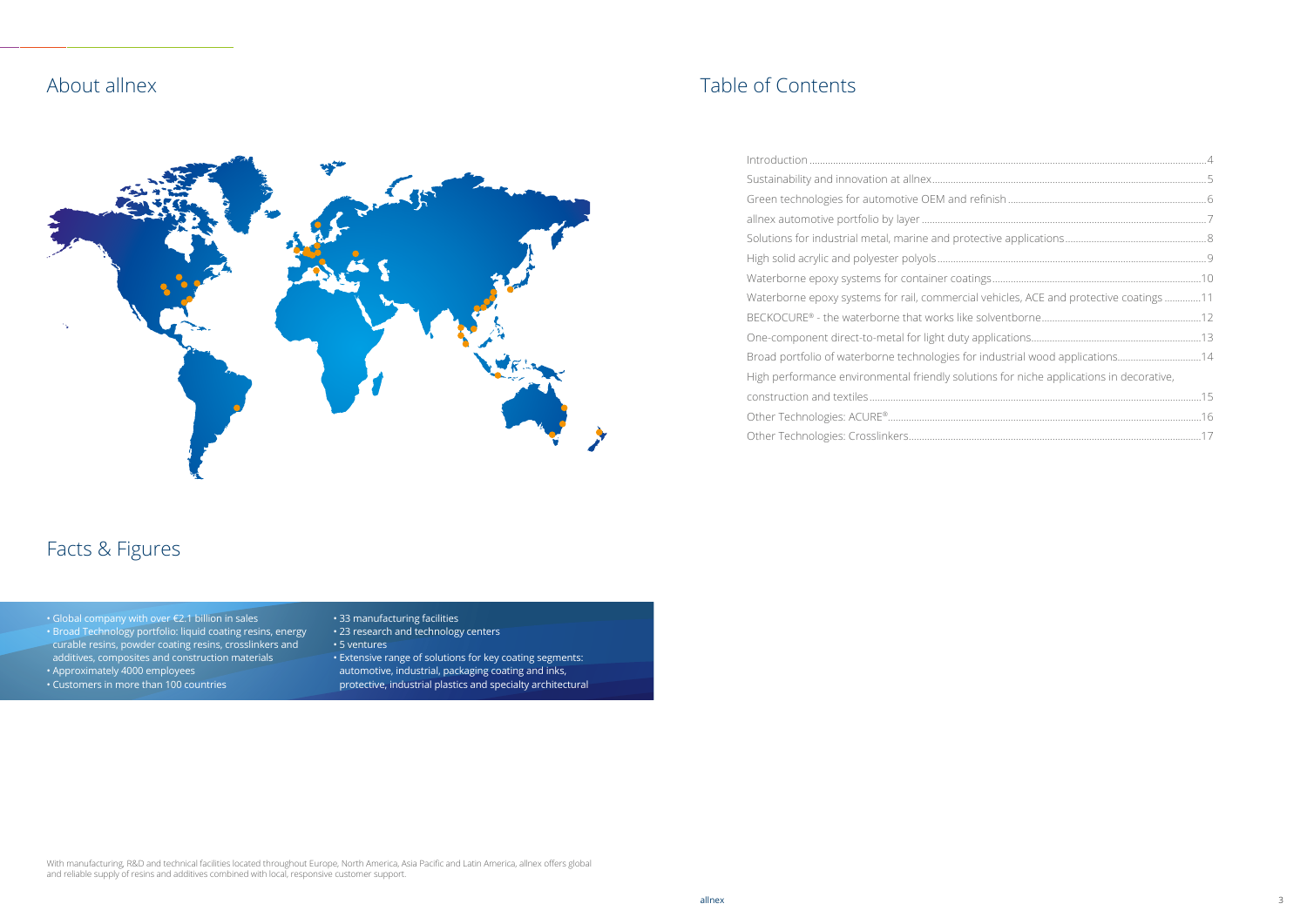## About allnex

## Facts & Figures

- Global company with over €2.1 billion in sales
- Broad Technology portfolio: liquid coating resins, energy curable resins, powder coating resins, crosslinkers and additives, composites and construction materials
- Approximately 4000 employees
- Customers in more than 100 countries
- 33 manufacturing facilities
- 23 research and technology centers
- 5 ventures
- Extensive range of solutions for key coating segments: automotive, industrial, packaging coating and inks, protective, industrial plastics and specialty architectural

With manufacturing, R&D and technical facilities located throughout Europe, North America, Asia Pacific and Latin America, allnex offers global and reliable supply of resins and additives combined with local, responsive customer support.

## Table of Contents

| | |
|---|---|
| Introduction | 4 |
| Sustainability and innovation at allnex | 5 |
| Green technologies for automotive OEM and refinish | 6 |
| allnex automotive portfolio by layer | 7 |
| Solutions for industrial metal, marine and protective applications | 8 |
| High solid acrylic and polyester polyols | 9 |
| Waterborne epoxy systems for container coatings | 10 |
| Waterborne epoxy systems for rail, commercial vehicles, ACE and protective coatings | 11 |
| BECKOCURE® - the waterborne that works like solventborne | 12 |
| One-component direct-to-metal for light duty applications | 13 |
| Broad portfolio of waterborne technologies for industrial wood applications | 14 |
| High performance environmental friendly solutions for niche applications in decorative, construction and textiles | 15 |
| Other Technologies: ACURE® | 16 |
| Other Technologies: Crosslinkers | 17 |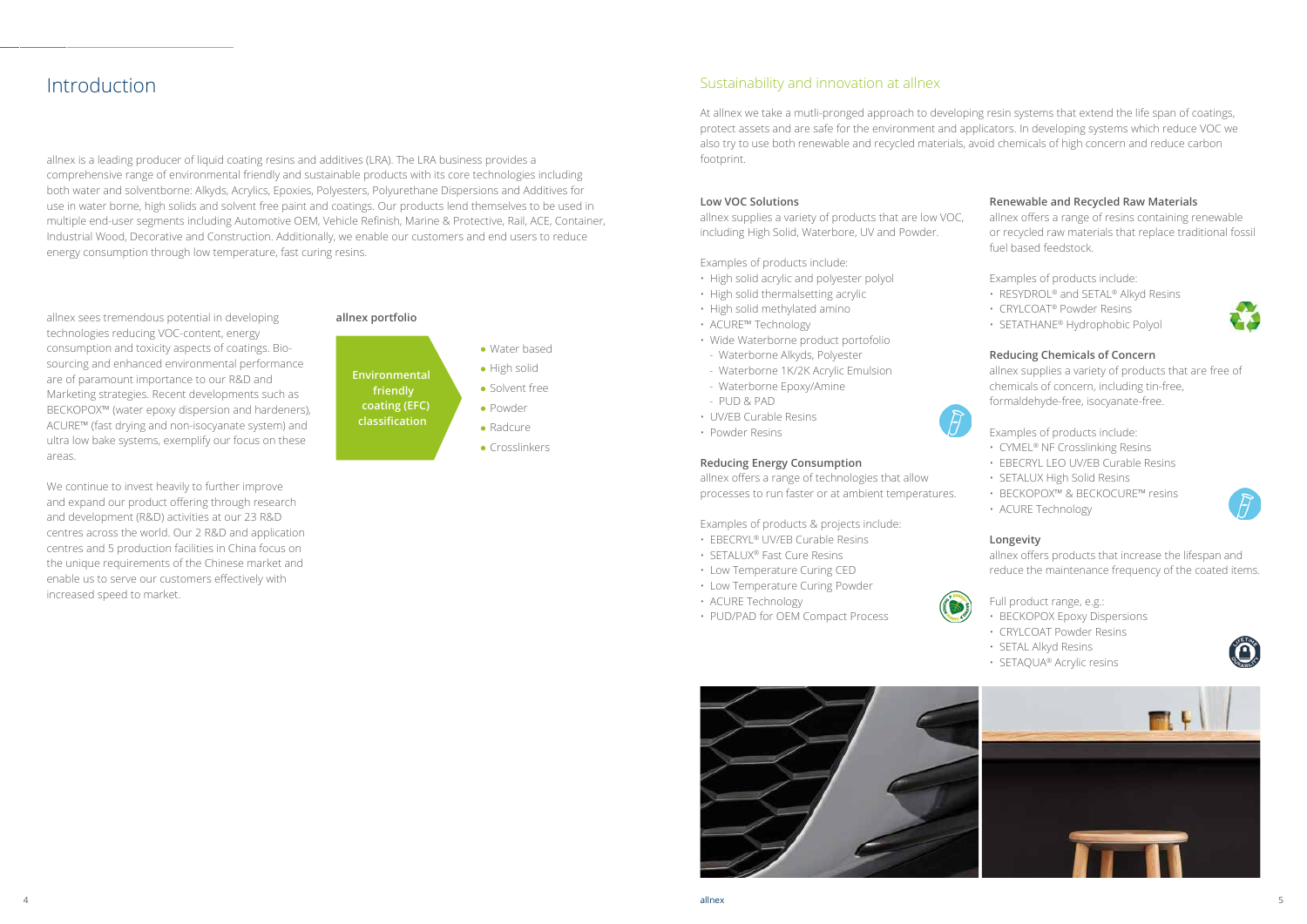# Introduction

allnex is a leading producer of liquid coating resins and additives (LRA). The LRA business provides a comprehensive range of environmental friendly and sustainable products with its core technologies including both water and solventborne: Alkyds, Acrylics, Epoxies, Polyesters, Polyurethane Dispersions and Additives for use in water borne, high solids and solvent free paint and coatings. Our products lend themselves to be used in multiple end-user segments including Automotive OEM, Vehicle Refinish, Marine & Protective, Rail, ACE, Container, Industrial Wood, Decorative and Construction. Additionally, we enable our customers and end users to reduce energy consumption through low temperature, fast curing resins.

allnex sees tremendous potential in developing technologies reducing VOC-content, energy consumption and toxicity aspects of coatings. Bio-sourcing and enhanced environmental performance are of paramount importance to our R&D and Marketing strategies. Recent developments such as BECKOPOX™ (water epoxy dispersion and hardeners), ACURE™ (fast drying and non-isocyanate system) and ultra low bake systems, exemplify our focus on these areas.

We continue to invest heavily to further improve and expand our product offering through research and development (R&D) activities at our 23 R&D centres across the world. Our 2 R&D and application centres and 5 production facilities in China focus on the unique requirements of the Chinese market and enable us to serve our customers effectively with increased speed to market.

**allnex portfolio**

**Environmental friendly coating (EFC) classification**

- Water based
- High solid
- Solvent free
- Powder
- Radcure
- Crosslinkers

## Sustainability and innovation at allnex

At allnex we take a mutli-pronged approach to developing resin systems that extend the life span of coatings, protect assets and are safe for the environment and applicators. In developing systems which reduce VOC we also try to use both renewable and recycled materials, avoid chemicals of high concern and reduce carbon footprint.

### Low VOC Solutions

allnex supplies a variety of products that are low VOC, including High Solid, Waterbore, UV and Powder.

Examples of products include:

- High solid acrylic and polyester polyol
- High solid thermalsetting acrylic
- High solid methylated amino
- ACURE™ Technology
- Wide Waterborne product portofolio
  - Waterborne Alkyds, Polyester
  - Waterborne 1K/2K Acrylic Emulsion
  - Waterborne Epoxy/Amine
  - PUD & PAD
- UV/EB Curable Resins
- Powder Resins

### Reducing Energy Consumption

allnex offers a range of technologies that allow processes to run faster or at ambient temperatures.

Examples of products & projects include:

- EBECRYL® UV/EB Curable Resins
- SETALUX® Fast Cure Resins
- Low Temperature Curing CED
- Low Temperature Curing Powder
- ACURE Technology
- PUD/PAD for OEM Compact Process

### Renewable and Recycled Raw Materials

allnex offers a range of resins containing renewable or recycled raw materials that replace traditional fossil fuel based feedstock.

Examples of products include:

- RESYDROL® and SETAL® Alkyd Resins
- CRYLCOAT® Powder Resins
- SETATHANE® Hydrophobic Polyol

### Reducing Chemicals of Concern

allnex supplies a variety of products that are free of chemicals of concern, including tin-free, formaldehyde-free, isocyanate-free.

Examples of products include:

- CYMEL® NF Crosslinking Resins
- EBECRYL LEO UV/EB Curable Resins
- SETALUX High Solid Resins
- BECKOPOX™ & BECKOCURE™ resins
- ACURE Technology

### Longevity

allnex offers products that increase the lifespan and reduce the maintenance frequency of the coated items.

Full product range, e.g.:

- BECKOPOX Epoxy Dispersions
- CRYLCOAT Powder Resins
- SETAL Alkyd Resins
- SETAQUA® Acrylic resins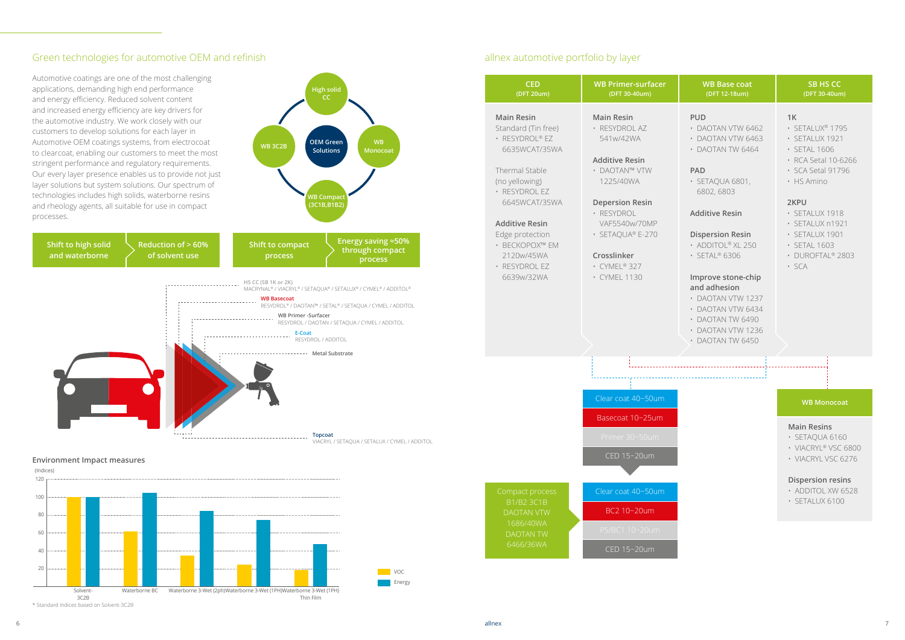## Green technologies for automotive OEM and refinish

Automotive coatings are one of the most challenging applications, demanding high end performance and energy efficiency. Reduced solvent content and increased energy efficiency are key drivers for the automotive industry. We work closely with our customers to develop solutions for each layer in Automotive OEM coatings systems, from electrocoat to clearcoat, enabling our customers to meet the most stringent performance and regulatory requirements. Our every layer presence enables us to provide not just layer solutions but system solutions. Our spectrum of technologies includes high solids, waterborne resins and rheology agents, all suitable for use in compact processes.

OEM Green Solutions: High solid CC · WB Monocoat · WB Compact (3C1B,B1B2) · WB 3C2B

Shift to high solid and waterborne → Reduction of > 60% of solvent use

Shift to compact process → Energy saving ≈50% through compact process

- HS CC (SB 1K or 2K): MACRYNAL® / VIACRYL® / SETAQUA® / SETALUX® / CYMEL® / ADDITOL®
- WB Basecoat: RESYDROL® / DAOTAN™ / SETAL® / SETAQUA / CYMEL / ADDITOL
- WB Primer -Surfacer: RESYDROL / DAOTAN / SETAQUA / CYMEL / ADDITOL
- E-Coat: RESYDROL / ADDITOL
- Metal Substrate
- Topcoat: VIACRYL / SETAQUA / SETALUX / CYMEL / ADDITOL

### Environment Impact measures

(Indices)

| | VOC | Energy |
|---|---|---|
| Solvent-3C2B | 100 | 100 |
| Waterborne BC | 62 | 105 |
| Waterborne 3-Wet (2ph) | 35 | 85 |
| Waterborne 3-Wet (1PH) | 25 | 75 |
| Waterborne 3-Wet (1PH) Thin Film | 19 | 48 |

* Standard Indices based on Solvent-3C2B

## allnex automotive portfolio by layer

| CED (DFT 20um) | WB Primer-surfacer (DFT 30-40um) | WB Base coat (DFT 12-18um) | SB HS CC (DFT 30-40um) |
|---|---|---|---|
| **Main Resin**<br>Standard (Tin free)<br>• RESYDROL® EZ 6635WCAT/35WA<br><br>Thermal Stable (no yellowing)<br>• RESYDROL EZ 6645WCAT/35WA<br><br>**Additive Resin**<br>Edge protection<br>• BECKOPOX™ EM 2120w/45WA<br>• RESYDROL EZ 6639w/32WA | **Main Resin**<br>• RESYDROL AZ 541w/42WA<br><br>**Additive Resin**<br>• DAOTAN™ VTW 1225/40WA<br><br>**Depersion Resin**<br>• RESYDROL VAF5540w/70MP<br>• SETAQUA® E-270<br><br>**Crosslinker**<br>• CYMEL® 327<br>• CYMEL 1130 | **PUD**<br>• DAOTAN VTW 6462<br>• DAOTAN VTW 6463<br>• DAOTAN TW 6464<br><br>**PAD**<br>• SETAQUA 6801, 6802, 6803<br><br>**Additive Resin**<br><br>**Dispersion Resin**<br>• ADDITOL® XL 250<br>• SETAL® 6306<br><br>**Improve stone-chip and adhesion**<br>• DAOTAN VTW 1237<br>• DAOTAN VTW 6434<br>• DAOTAN TW 6490<br>• DAOTAN VTW 1236<br>• DAOTAN TW 6450 | **1K**<br>• SETALUX® 1795<br>• SETALUX 1921<br>• SETAL 1606<br>• RCA Setal 10-6266<br>• SCA Setal 91796<br>• HS Amino<br><br>**2KPU**<br>• SETALUX 1918<br>• SETALUX n1921<br>• SETALUX 1901<br>• SETAL 1603<br>• DUROFTAL® 2803<br>• SCA |

Standard process:
- Clear coat 40~50um
- Basecoat 10~25um
- Primer 30~50um
- CED 15~20um

Compact process B1/B2 3C1B: DAOTAN VTW 1686/40WA, DAOTAN TW 6466/36WA
- Clear coat 40~50um
- BC2 10~20um
- PS/BC1 10~20um
- CED 15~20um

### WB Monocoat

**Main Resins**
- SETAQUA 6160
- VIACRYL® VSC 6800
- VIACRYL VSC 6276

**Dispersion resins**
- ADDITOL XW 6528
- SETALUX 6100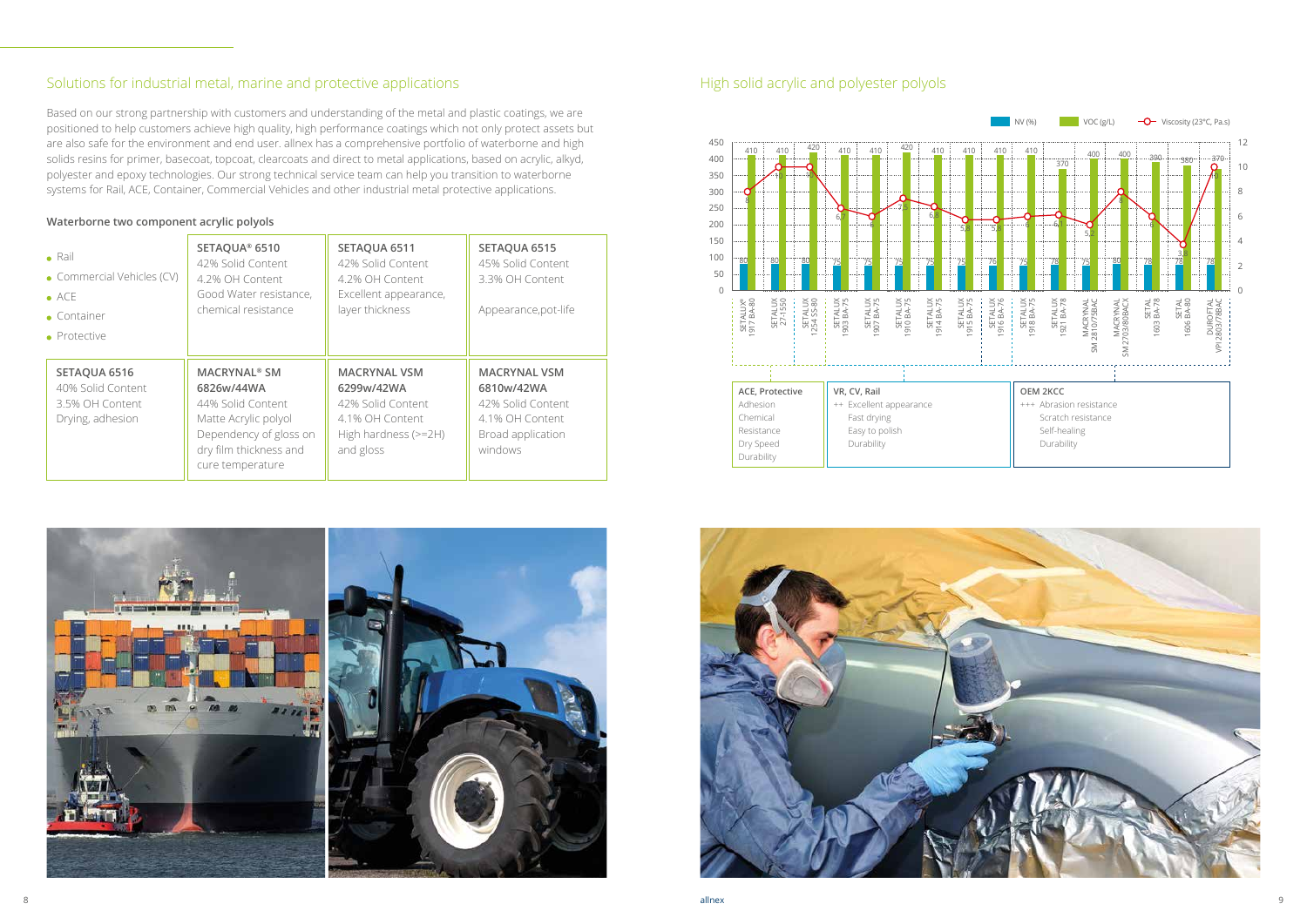## Solutions for industrial metal, marine and protective applications

Based on our strong partnership with customers and understanding of the metal and plastic coatings, we are positioned to help customers achieve high quality, high performance coatings which not only protect assets but are also safe for the environment and end user. allnex has a comprehensive portfolio of waterborne and high solids resins for primer, basecoat, topcoat, clearcoats and direct to metal applications, based on acrylic, alkyd, polyester and epoxy technologies. Our strong technical service team can help you transition to waterborne systems for Rail, ACE, Container, Commercial Vehicles and other industrial metal protective applications.

### Waterborne two component acrylic polyols

| | | | |
|---|---|---|---|
| • Rail<br>• Commercial Vehicles (CV)<br>• ACE<br>• Container<br>• Protective | **SETAQUA® 6510**<br>42% Solid Content<br>4.2% OH Content<br>Good Water resistance, chemical resistance | **SETAQUA 6511**<br>42% Solid Content<br>4.2% OH Content<br>Excellent appearance, layer thickness | **SETAQUA 6515**<br>45% Solid Content<br>3.3% OH Content<br>Appearance,pot-life |
| **SETAQUA 6516**<br>40% Solid Content<br>3.5% OH Content<br>Drying, adhesion | **MACRYNAL® SM 6826w/44WA**<br>44% Solid Content<br>Matte Acrylic polyol<br>Dependency of gloss on dry film thickness and cure temperature | **MACRYNAL VSM 6299w/42WA**<br>42% Solid Content<br>4.1% OH Content<br>High hardness (>=2H) and gloss | **MACRYNAL VSM 6810w/42WA**<br>42% Solid Content<br>4.1% OH Content<br>Broad application windows |

## High solid acrylic and polyester polyols

| Product | NV (%) | VOC (g/L) | Viscosity (23°C, Pa.s) |
|---|---|---|---|
| SETALUX® 1917 BA-80 | 80 | 410 | 8 |
| SETALUX 27-1550 | 80 | 410 | 10 |
| SETALUX 1254 SS-80 | 80 | 420 | 10 |
| SETALUX 1903 BA-75 | 75 | 410 | 6.7 |
| SETALUX 1907 BA-75 | 75 | 410 | 6 |
| SETALUX 1910 BA-75 | 75 | 420 | 7.5 |
| SETALUX 1914 BA-75 | 75 | 410 | 6.8 |
| SETALUX 1915 BA-75 | 75 | 410 | 5.8 |
| SETALUX 1916 BA-76 | 76 | 410 | 5.8 |
| SETALUX 1918 BA-75 | 75 | 410 | 6 |
| SETALUX 1921 BA-78 | 78 | 370 | 6.1 |
| MACRYNAL SM 2810/75BAC | 75 | 400 | 5.2 |
| MACRYNAL SM 2703/80BACX | 80 | 400 | 8 |
| SETAL 1603 BA-78 | 78 | 390 | 6 |
| SETAL 1606 BA-80 | 78 | 380 | 3.8 |
| DUROFTAL VPI 2803/78BAC | 78 | 370 | 10 |

| ACE, Protective | VR, CV, Rail | OEM 2KCC |
|---|---|---|
| Adhesion<br>Chemical<br>Resistance<br>Dry Speed<br>Durability | ++ Excellent appearance<br>Fast drying<br>Easy to polish<br>Durability | +++ Abrasion resistance<br>Scratch resistance<br>Self-healing<br>Durability |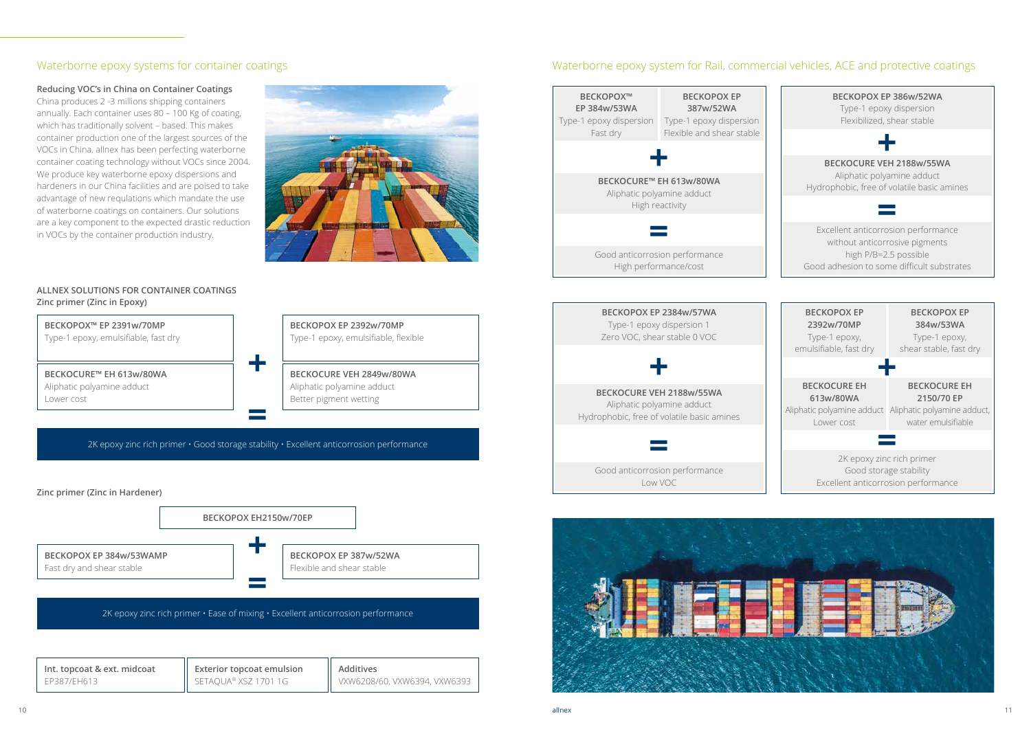## Waterborne epoxy systems for container coatings

**Reducing VOC's in China on Container Coatings**

China produces 2 -3 millions shipping containers annually. Each container uses 80 – 100 Kg of coating, which has traditionally solvent – based. This makes container production one of the largest sources of the VOCs in China. allnex has been perfecting waterborne container coating technology without VOCs since 2004. We produce key waterborne epoxy dispersions and hardeners in our China facilities and are poised to take advantage of new regulations which mandate the use of waterborne coatings on containers. Our solutions are a key component to the expected drastic reduction in VOCs by the container production industry.

### ALLNEX SOLUTIONS FOR CONTAINER COATINGS

**Zinc primer (Zinc in Epoxy)**

| | | |
|---|---|---|
| **BECKOPOX™ EP 2391w/70MP**<br>Type-1 epoxy, emulsifiable, fast dry | | **BECKOPOX EP 2392w/70MP**<br>Type-1 epoxy, emulsifiable, flexible |
| | + | |
| **BECKOCURE™ EH 613w/80WA**<br>Aliphatic polyamine adduct<br>Lower cost | | **BECKOCURE VEH 2849w/80WA**<br>Aliphatic polyamine adduct<br>Better pigment wetting |

=

2K epoxy zinc rich primer • Good storage stability • Excellent anticorrosion performance

**Zinc primer (Zinc in Hardener)**

**BECKOPOX EH2150w/70EP**

+

| | | |
|---|---|---|
| **BECKOPOX EP 384w/53WAMP**<br>Fast dry and shear stable | | **BECKOPOX EP 387w/52WA**<br>Flexible and shear stable |

=

2K epoxy zinc rich primer • Ease of mixing • Excellent anticorrosion performance

| Int. topcoat & ext. midcoat | Exterior topcoat emulsion | Additives |
|---|---|---|
| EP387/EH613 | SETAQUA® XSZ 1701 1G | VXW6208/60, VXW6394, VXW6393 |

## Waterborne epoxy system for Rail, commercial vehicles, ACE and protective coatings

**BECKOPOX™ EP 384w/53WA**
Type-1 epoxy dispersion
Fast dry

**BECKOPOX EP 387w/52WA**
Type-1 epoxy dispersion
Flexible and shear stable

+

**BECKOCURE™ EH 613w/80WA**
Aliphatic polyamine adduct
High reactivity

=

Good anticorrosion performance
High performance/cost

---

**BECKOPOX EP 386w/52WA**
Type-1 epoxy dispersion
Flexibilized, shear stable

+

**BECKOCURE VEH 2188w/55WA**
Aliphatic polyamine adduct
Hydrophobic, free of volatile basic amines

=

Excellent anticorrosion performance
without anticorrosive pigments
high P/B=2.5 possible
Good adhesion to some difficult substrates

---

**BECKOPOX EP 2384w/57WA**
Type-1 epoxy dispersion 1
Zero VOC, shear stable 0 VOC

+

**BECKOCURE VEH 2188w/55WA**
Aliphatic polyamine adduct
Hydrophobic, free of volatile basic amines

=

Good anticorrosion performance
Low VOC

---

**BECKOPOX EP 2392w/70MP**
Type-1 epoxy,
emulsifiable, fast dry

**BECKOPOX EP 384w/53WA**
Type-1 epoxy,
shear stable, fast dry

+

**BECKOCURE EH 613w/80WA**
Aliphatic polyamine adduct
Lower cost

**BECKOCURE EH 2150/70 EP**
Aliphatic polyamine adduct,
water emulsifiable

=

2K epoxy zinc rich primer
Good storage stability
Excellent anticorrosion performance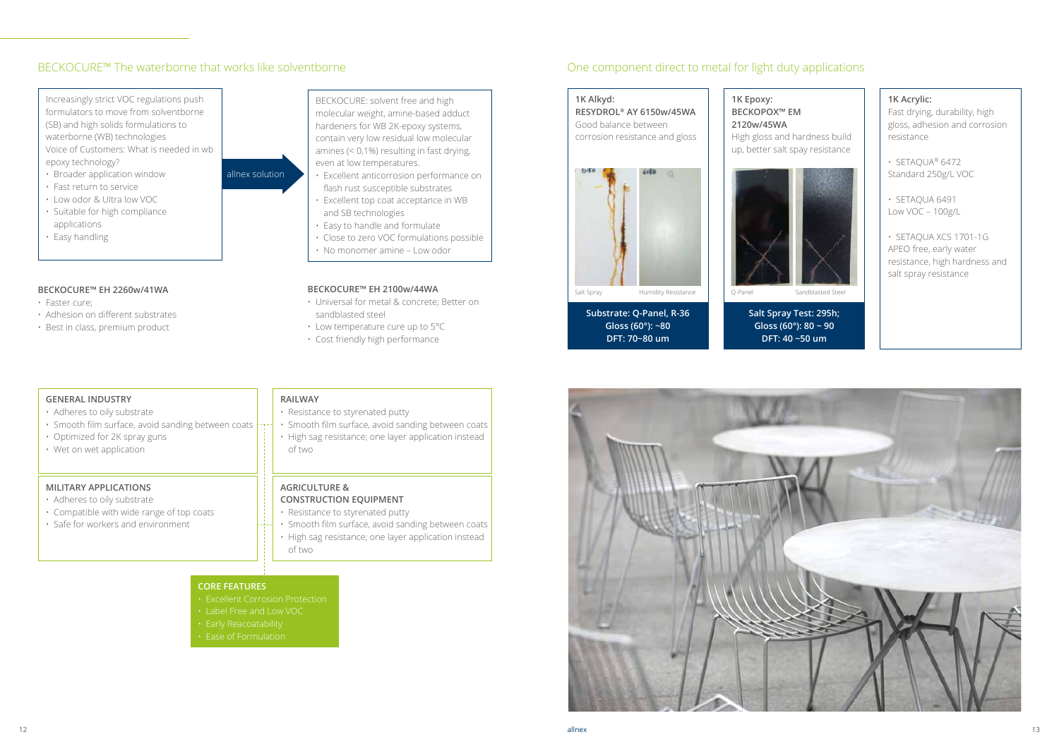## BECKOCURE™ The waterborne that works like solventborne

Increasingly strict VOC regulations push formulators to move from solventborne (SB) and high solids formulations to waterborne (WB) technologies
Voice of Customers: What is needed in wb epoxy technology?

- Broader application window
- Fast return to service
- Low odor & Ultra low VOC
- Suitable for high compliance applications
- Easy handling

allnex solution

BECKOCURE: solvent free and high molecular weight, amine-based adduct hardeners for WB 2K-epoxy systems, contain very low residual low molecular amines (< 0,1%) resulting in fast drying, even at low temperatures.

- Excellent anticorrosion performance on flash rust susceptible substrates
- Excellent top coat acceptance in WB and SB technologies
- Easy to handle and formulate
- Close to zero VOC formulations possible
- No monomer amine – Low odor

**BECKOCURE™ EH 2260w/41WA**

- Faster cure;
- Adhesion on different substrates
- Best in class, premium product

**BECKOCURE™ EH 2100w/44WA**

- Universal for metal & concrete; Better on sandblasted steel
- Low temperature cure up to 5°C
- Cost friendly high performance

**GENERAL INDUSTRY**

- Adheres to oily substrate
- Smooth film surface, avoid sanding between coats
- Optimized for 2K spray guns
- Wet on wet application

**RAILWAY**

- Resistance to styrenated putty
- Smooth film surface, avoid sanding between coats
- High sag resistance; one layer application instead of two

**MILITARY APPLICATIONS**

- Adheres to oily substrate
- Compatible with wide range of top coats
- Safe for workers and environment

**AGRICULTURE & CONSTRUCTION EQUIPMENT**

- Resistance to styrenated putty
- Smooth film surface, avoid sanding between coats
- High sag resistance; one layer application instead of two

**CORE FEATURES**

- Excellent Corrosion Protection
- Label Free and Low VOC
- Early Reacoatability
- Ease of Formulation

## One component direct to metal for light duty applications

**1K Alkyd:**
**RESYDROL® AY 6150w/45WA**
Good balance between corrosion resistance and gloss

Salt Spray | Humidity Resistance

**Substrate: Q-Panel, R-36**
**Gloss (60°): ~80**
**DFT: 70~80 um**

**1K Epoxy:**
**BECKOPOX™ EM 2120w/45WA**
High gloss and hardness build up, better salt spay resistance

Q-Panel | Sandblasted Steel

**Salt Spray Test: 295h;**
**Gloss (60°): 80 ~ 90**
**DFT: 40 ~50 um**

**1K Acrylic:**
Fast drying, durability, high gloss, adhesion and corrosion resistance

- SETAQUA® 6472
  Standard 250g/L VOC
- SETAQUA 6491
  Low VOC – 100g/L
- SETAQUA XCS 1701-1G
  APEO free, early water resistance, high hardness and salt spray resistance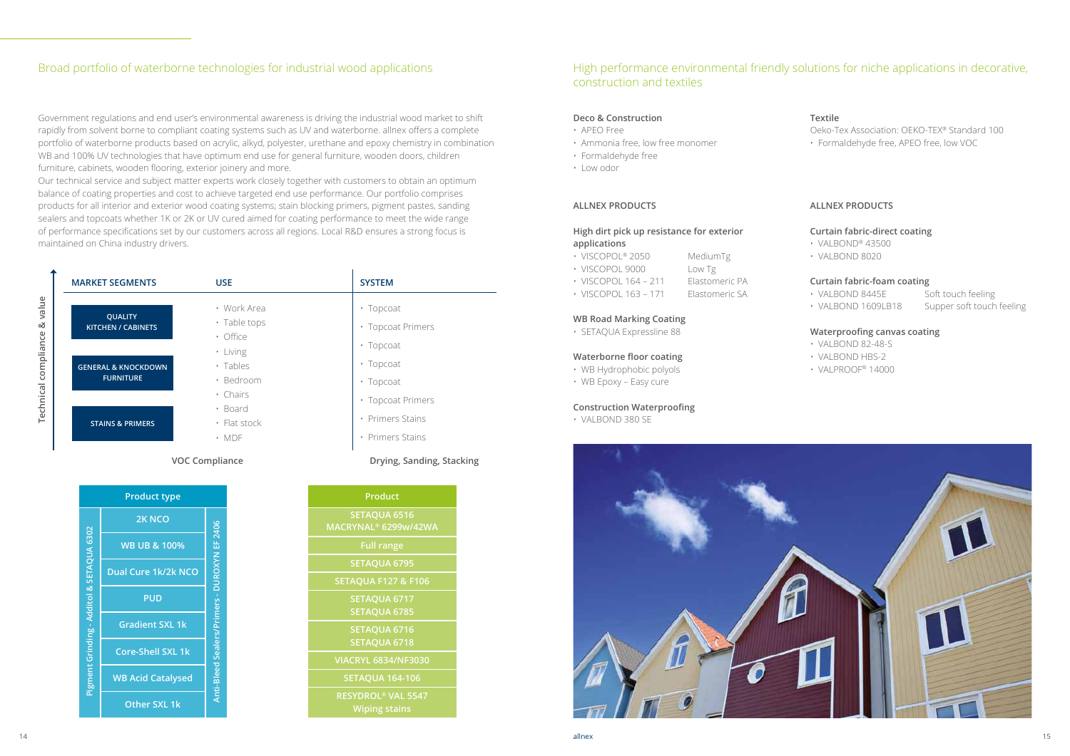## Broad portfolio of waterborne technologies for industrial wood applications

Government regulations and end user's environmental awareness is driving the industrial wood market to shift rapidly from solvent borne to compliant coating systems such as UV and waterborne. allnex offers a complete portfolio of waterborne products based on acrylic, alkyd, polyester, urethane and epoxy chemistry in combination WB and 100% UV technologies that have optimum end use for general furniture, wooden doors, children furniture, cabinets, wooden flooring, exterior joinery and more.

Our technical service and subject matter experts work closely together with customers to obtain an optimum balance of coating properties and cost to achieve targeted end use performance. Our portfolio comprises products for all interior and exterior wood coating systems; stain blocking primers, pigment pastes, sanding sealers and topcoats whether 1K or 2K or UV cured aimed for coating performance to meet the wide range of performance specifications set by our customers across all regions. Local R&D ensures a strong focus is maintained on China industry drivers.

| MARKET SEGMENTS | USE | SYSTEM |
|---|---|---|
| QUALITY KITCHEN / CABINETS | • Work Area<br>• Table tops<br>• Office | • Topcoat<br>• Topcoat Primers<br>• Topcoat |
| GENERAL & KNOCKDOWN FURNITURE | • Living<br>• Tables<br>• Bedroom<br>• Chairs | • Topcoat<br>• Topcoat<br>• Topcoat Primers |
| STAINS & PRIMERS | • Board<br>• Flat stock<br>• MDF | • Primers Stains<br>• Primers Stains |

Technical compliance & value

VOC Compliance — Drying, Sanding, Stacking

| Product type | Product |
|---|---|
| 2K NCO | SETAQUA 6516<br>MACRYNAL® 6299w/42WA |
| WB UB & 100% | Full range |
| Dual Cure 1k/2k NCO | SETAQUA 6795 |
| PUD | SETAQUA F127 & F106 |
| Gradient SXL 1k | SETAQUA 6717<br>SETAQUA 6785 |
| Core-Shell SXL 1k | SETAQUA 6716<br>SETAQUA 6718 |
| WB Acid Catalysed | VIACRYL 6834/NF3030 |
| Other SXL 1k | SETAQUA 164-106 |
| | RESYDROL® VAL 5547<br>Wiping stains |

Pigment Grinding - Additol & SETAQUA 6302

Anti-Bleed Sealers/Primers - DUROXYN EF 2406

## High performance environmental friendly solutions for niche applications in decorative, construction and textiles

### Deco & Construction

- APEO Free
- Ammonia free, low free monomer
- Formaldehyde free
- Low odor

#### ALLNEX PRODUCTS

**High dirt pick up resistance for exterior applications**

- VISCOPOL® 2050 — MediumTg
- VISCOPOL 9000 — Low Tg
- VISCOPOL 164 – 211 — Elastomeric PA
- VISCOPOL 163 – 171 — Elastomeric SA

**WB Road Marking Coating**

- SETAQUA Expressline 88

**Waterborne floor coating**

- WB Hydrophobic polyols
- WB Epoxy – Easy cure

**Construction Waterproofing**

- VALBOND 380 SE

### Textile

Oeko-Tex Association: OEKO-TEX® Standard 100

- Formaldehyde free, APEO free, low VOC

#### ALLNEX PRODUCTS

**Curtain fabric-direct coating**

- VALBOND® 43500
- VALBOND 8020

**Curtain fabric-foam coating**

- VALBOND 8445E — Soft touch feeling
- VALBOND 1609LB18 — Supper soft touch feeling

**Waterproofing canvas coating**

- VALBOND 82-48-S
- VALBOND HBS-2
- VALPROOF® 14000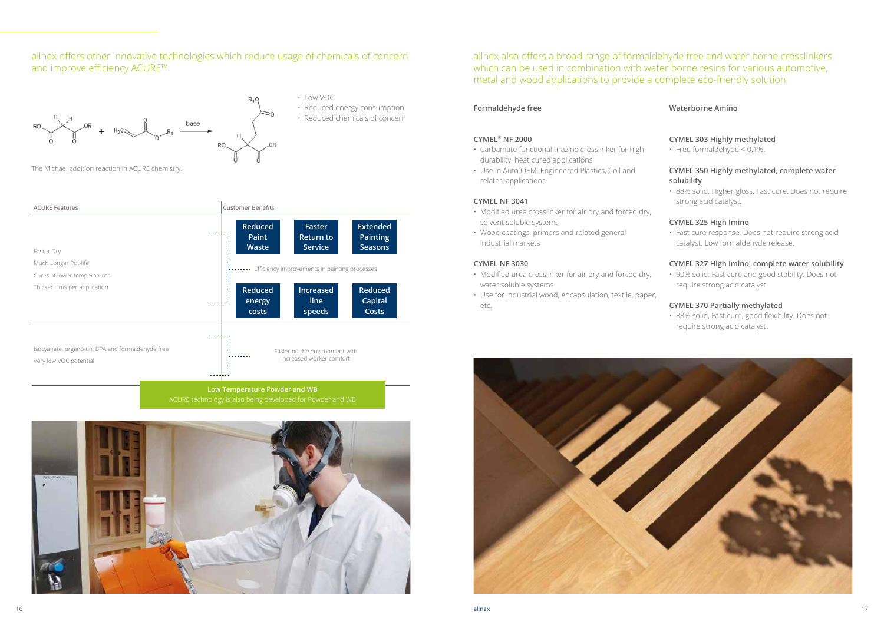## allnex offers other innovative technologies which reduce usage of chemicals of concern and improve efficiency ACURE™

- Low VOC
- Reduced energy consumption
- Reduced chemicals of concern

The Michael addition reaction in ACURE chemistry.

| ACURE Features | Customer Benefits |
|---|---|
| Faster Dry<br>Much Longer Pot-life<br>Cures at lower temperatures<br>Thicker films per application | Reduced Paint Waste; Faster Return to Service; Extended Painting Seasons<br>Efficiency improvements in painting processes<br>Reduced energy costs; Increased line speeds; Reduced Capital Costs |
| Isocyanate, organo-tin, BPA and formaldehyde free<br>Very low VOC potential | Easier on the environment with increased worker comfort |

**Low Temperature Powder and WB**

ACURE technology is also being developed for Powder and WB

## allnex also offers a broad range of formaldehyde free and water borne crosslinkers which can be used in combination with water borne resins for various automotive, metal and wood applications to provide a complete eco-friendly solution

### Formaldehyde free

**CYMEL® NF 2000**
- Carbamate functional triazine crosslinker for high durability, heat cured applications
- Use in Auto OEM, Engineered Plastics, Coil and related applications

**CYMEL NF 3041**
- Modified urea crosslinker for air dry and forced dry, solvent soluble systems
- Wood coatings, primers and related general industrial markets

**CYMEL NF 3030**
- Modified urea crosslinker for air dry and forced dry, water soluble systems
- Use for industrial wood, encapsulation, textile, paper, etc.

### Waterborne Amino

**CYMEL 303 Highly methylated**
- Free formaldehyde < 0.1%.

**CYMEL 350 Highly methylated, complete water solubility**
- 88% solid. Higher gloss. Fast cure. Does not require strong acid catalyst.

**CYMEL 325 High Imino**
- Fast cure response. Does not require strong acid catalyst. Low formaldehyde release.

**CYMEL 327 High Imino, complete water solubility**
- 90% solid. Fast cure and good stability. Does not require strong acid catalyst.

**CYMEL 370 Partially methylated**
- 88% solid, Fast cure, good flexibility. Does not require strong acid catalyst.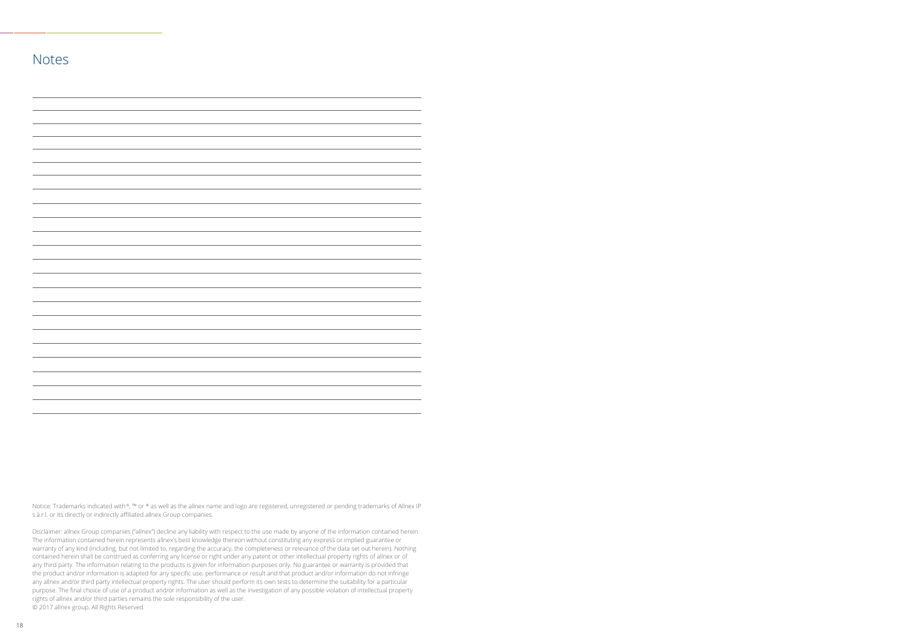## Notes

Notice: Trademarks indicated with®, ™ or * as well as the allnex name and logo are registered, unregistered or pending trademarks of Allnex IP s.à.r.l. or its directly or indirectly affiliated allnex Group companies.

Disclaimer: allnex Group companies ("allnex") decline any liability with respect to the use made by anyone of the information contained herein. The information contained herein represents allnex's best knowledge thereon without constituting any express or implied guarantee or warranty of any kind (including, but not limited to, regarding the accuracy, the completeness or relevance of the data set out herein). Nothing contained herein shall be construed as conferring any license or right under any patent or other intellectual property rights of allnex or of any third party. The information relating to the products is given for information purposes only. No guarantee or warranty is provided that the product and/or information is adapted for any specific use, performance or result and that product and/or information do not infringe any allnex and/or third party intellectual property rights. The user should perform its own tests to determine the suitability for a particular purpose. The final choice of use of a product and/or information as well as the investigation of any possible violation of intellectual property rights of allnex and/or third parties remains the sole responsibility of the user.
© 2017 allnex group. All Rights Reserved.